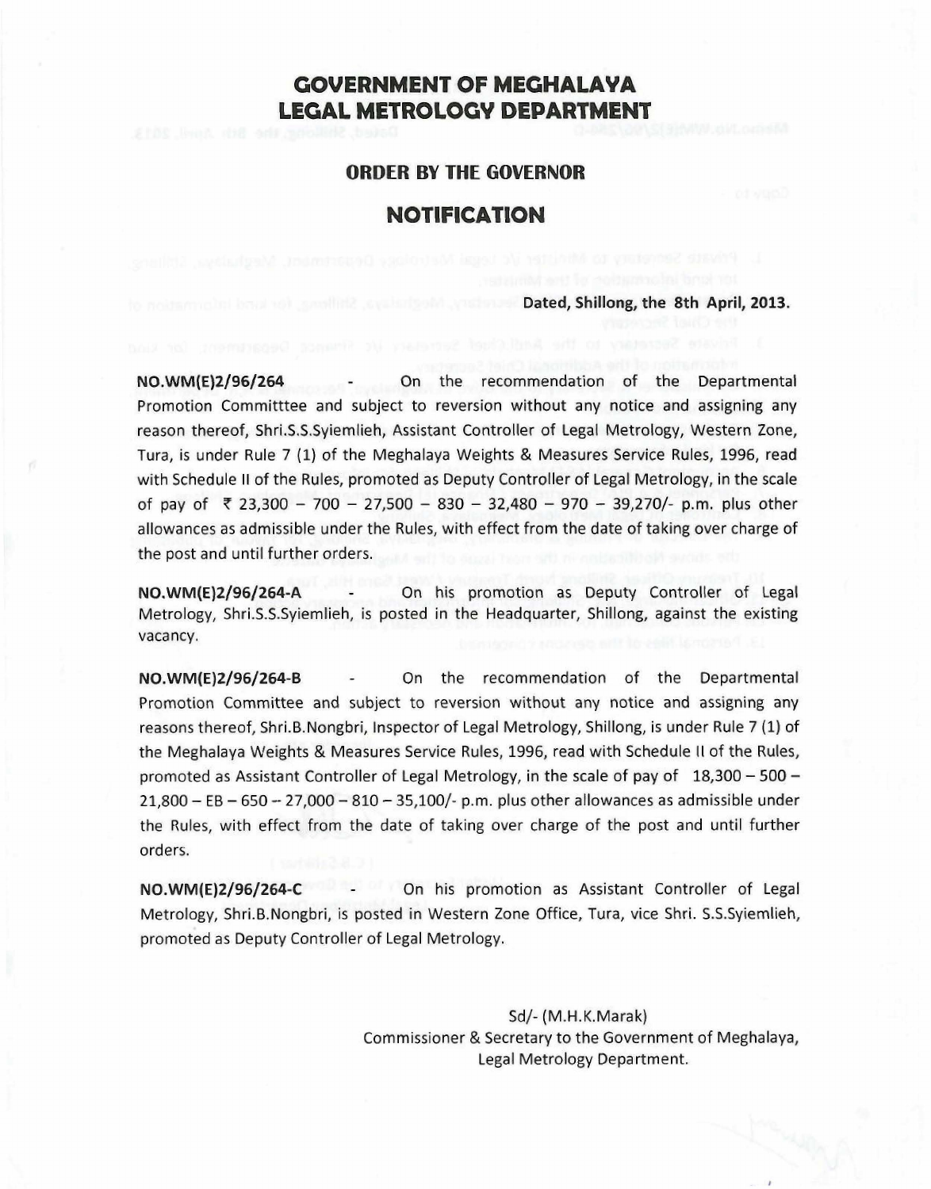# GOVERNMENT OF MEGHALAYA
# LEGAL METROLOGY DEPARTMENT

## ORDER BY THE GOVERNOR

## NOTIFICATION

**Dated, Shillong, the 8th April, 2013.**

**NO.WM(E)2/96/264** - On the recommendation of the Departmental Promotion Committtee and subject to reversion without any notice and assigning any reason thereof, Shri.S.S.Syiemlieh, Assistant Controller of Legal Metrology, Western Zone, Tura, is under Rule 7 (1) of the Meghalaya Weights & Measures Service Rules, 1996, read with Schedule II of the Rules, promoted as Deputy Controller of Legal Metrology, in the scale of pay of ₹ 23,300 – 700 – 27,500 – 830 – 32,480 – 970 – 39,270/- p.m. plus other allowances as admissible under the Rules, with effect from the date of taking over charge of the post and until further orders.

**NO.WM(E)2/96/264-A** - On his promotion as Deputy Controller of Legal Metrology, Shri.S.S.Syiemlieh, is posted in the Headquarter, Shillong, against the existing vacancy.

**NO.WM(E)2/96/264-B** - On the recommendation of the Departmental Promotion Committee and subject to reversion without any notice and assigning any reasons thereof, Shri.B.Nongbri, Inspector of Legal Metrology, Shillong, is under Rule 7 (1) of the Meghalaya Weights & Measures Service Rules, 1996, read with Schedule II of the Rules, promoted as Assistant Controller of Legal Metrology, in the scale of pay of 18,300 – 500 – 21,800 – EB – 650 – 27,000 – 810 – 35,100/- p.m. plus other allowances as admissible under the Rules, with effect from the date of taking over charge of the post and until further orders.

**NO.WM(E)2/96/264-C** - On his promotion as Assistant Controller of Legal Metrology, Shri.B.Nongbri, is posted in Western Zone Office, Tura, vice Shri. S.S.Syiemlieh, promoted as Deputy Controller of Legal Metrology.

Sd/- (M.H.K.Marak)
Commissioner & Secretary to the Government of Meghalaya,
Legal Metrology Department.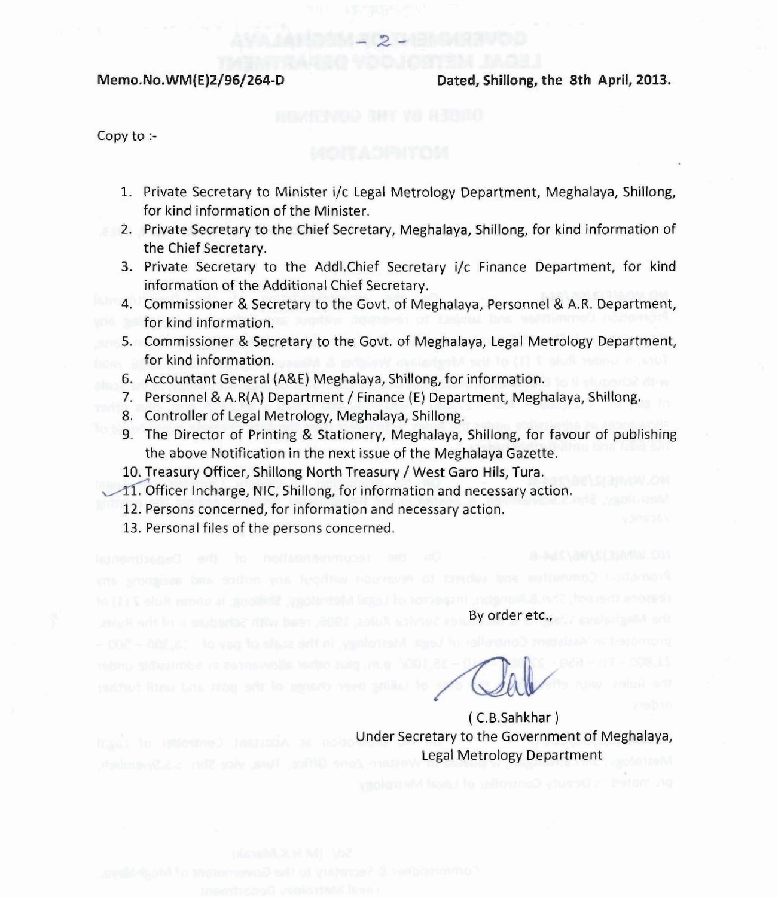Memo.No.WM(E)2/96/264-D Dated, Shillong, the 8th April, 2013.

Copy to :-

1. Private Secretary to Minister i/c Legal Metrology Department, Meghalaya, Shillong, for kind information of the Minister.
2. Private Secretary to the Chief Secretary, Meghalaya, Shillong, for kind information of the Chief Secretary.
3. Private Secretary to the Addl.Chief Secretary i/c Finance Department, for kind information of the Additional Chief Secretary.
4. Commissioner & Secretary to the Govt. of Meghalaya, Personnel & A.R. Department, for kind information.
5. Commissioner & Secretary to the Govt. of Meghalaya, Legal Metrology Department, for kind information.
6. Accountant General (A&E) Meghalaya, Shillong, for information.
7. Personnel & A.R(A) Department / Finance (E) Department, Meghalaya, Shillong.
8. Controller of Legal Metrology, Meghalaya, Shillong.
9. The Director of Printing & Stationery, Meghalaya, Shillong, for favour of publishing the above Notification in the next issue of the Meghalaya Gazette.
10. Treasury Officer, Shillong North Treasury / West Garo Hils, Tura.
11. Officer Incharge, NIC, Shillong, for information and necessary action.
12. Persons concerned, for information and necessary action.
13. Personal files of the persons concerned.

By order etc.,

( C.B.Sahkhar )
Under Secretary to the Government of Meghalaya,
Legal Metrology Department